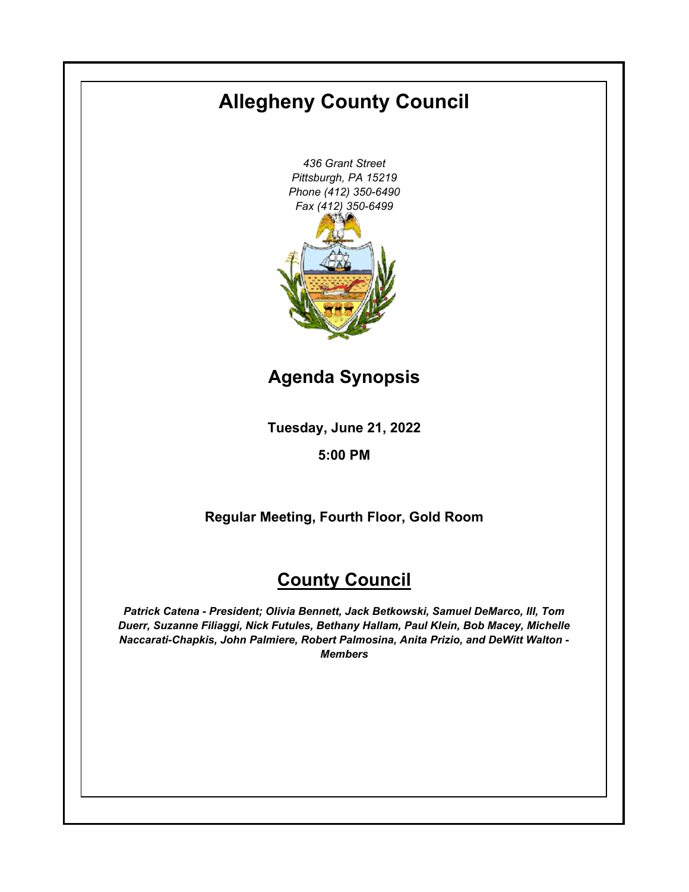# Allegheny County Council

*436 Grant Street*
*Pittsburgh, PA 15219*
*Phone (412) 350-6490*
*Fax (412) 350-6499*

## Agenda Synopsis

**Tuesday, June 21, 2022**

**5:00 PM**

**Regular Meeting, Fourth Floor, Gold Room**

## County Council

***Patrick Catena - President; Olivia Bennett, Jack Betkowski, Samuel DeMarco, III, Tom Duerr, Suzanne Filiaggi, Nick Futules, Bethany Hallam, Paul Klein, Bob Macey, Michelle Naccarati-Chapkis, John Palmiere, Robert Palmosina, Anita Prizio, and DeWitt Walton - Members***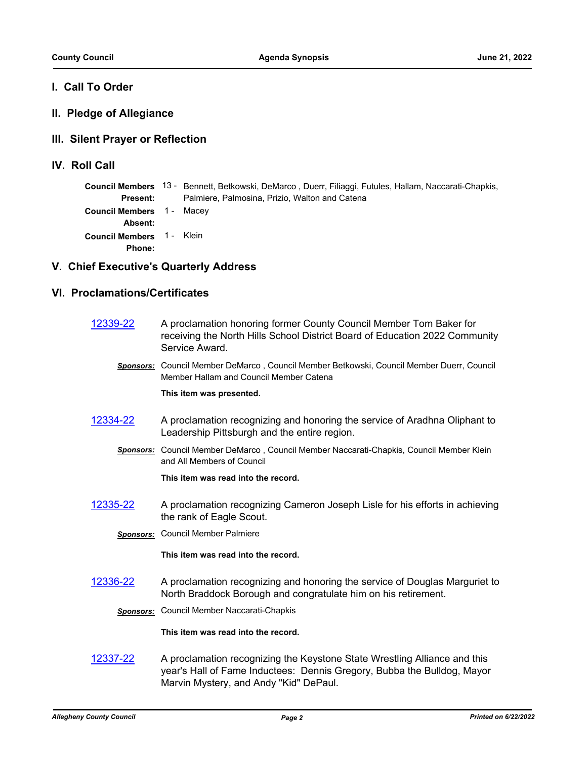## I. Call To Order

## II. Pledge of Allegiance

## III. Silent Prayer or Reflection

## IV. Roll Call

| | | |
|---|---|---|
| **Council Members Present:** | 13 - | Bennett, Betkowski, DeMarco , Duerr, Filiaggi, Futules, Hallam, Naccarati-Chapkis, Palmiere, Palmosina, Prizio, Walton and Catena |
| **Council Members Absent:** | 1 - | Macey |
| **Council Members Phone:** | 1 - | Klein |

## V. Chief Executive's Quarterly Address

## VI. Proclamations/Certificates

**12339-22** A proclamation honoring former County Council Member Tom Baker for receiving the North Hills School District Board of Education 2022 Community Service Award.

***Sponsors:*** Council Member DeMarco , Council Member Betkowski, Council Member Duerr, Council Member Hallam and Council Member Catena

**This item was presented.**

**12334-22** A proclamation recognizing and honoring the service of Aradhna Oliphant to Leadership Pittsburgh and the entire region.

***Sponsors:*** Council Member DeMarco , Council Member Naccarati-Chapkis, Council Member Klein and All Members of Council

**This item was read into the record.**

**12335-22** A proclamation recognizing Cameron Joseph Lisle for his efforts in achieving the rank of Eagle Scout.

***Sponsors:*** Council Member Palmiere

**This item was read into the record.**

**12336-22** A proclamation recognizing and honoring the service of Douglas Marguriet to North Braddock Borough and congratulate him on his retirement.

***Sponsors:*** Council Member Naccarati-Chapkis

**This item was read into the record.**

**12337-22** A proclamation recognizing the Keystone State Wrestling Alliance and this year's Hall of Fame Inductees: Dennis Gregory, Bubba the Bulldog, Mayor Marvin Mystery, and Andy "Kid" DePaul.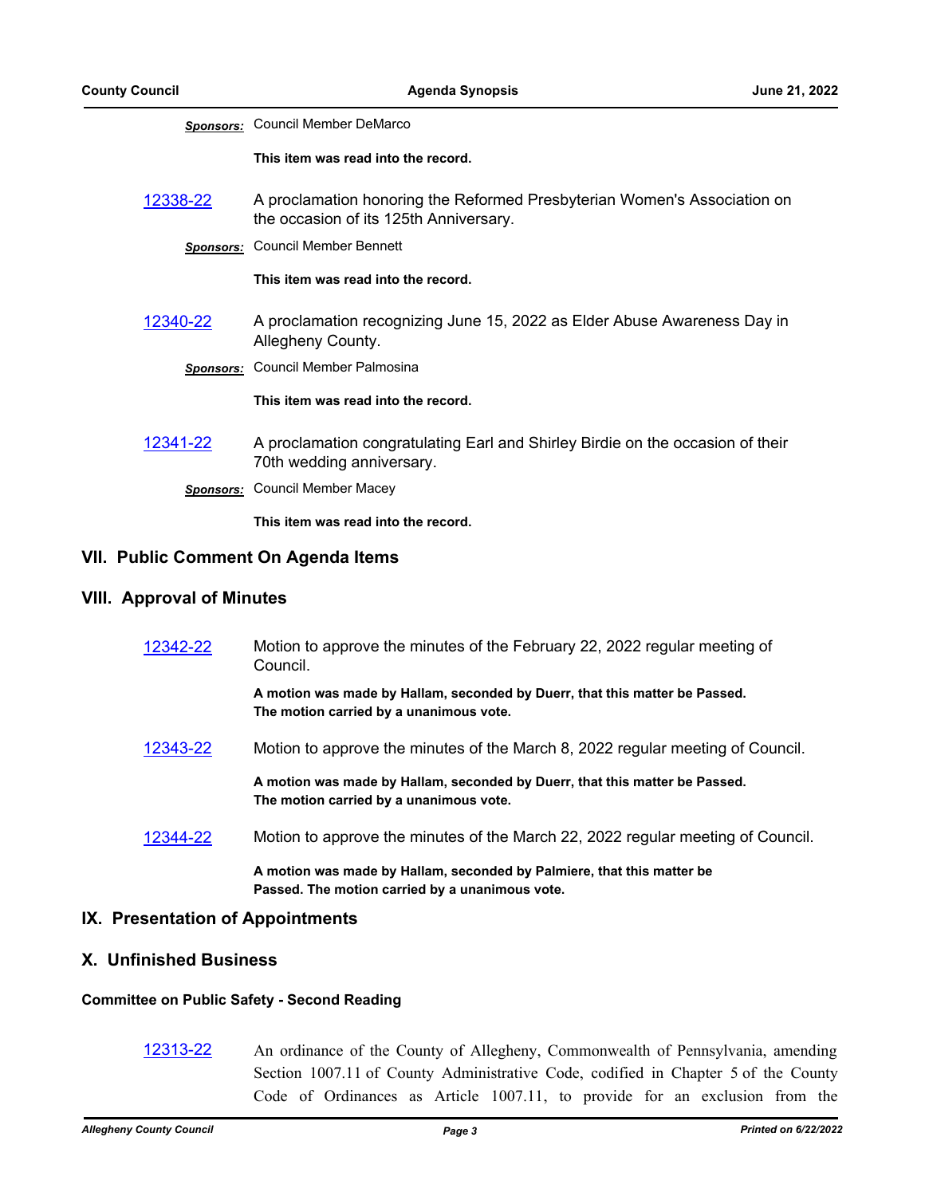***Sponsors:*** Council Member DeMarco

**This item was read into the record.**

[12338-22](12338-22) A proclamation honoring the Reformed Presbyterian Women's Association on the occasion of its 125th Anniversary.

***Sponsors:*** Council Member Bennett

**This item was read into the record.**

[12340-22](12340-22) A proclamation recognizing June 15, 2022 as Elder Abuse Awareness Day in Allegheny County.

***Sponsors:*** Council Member Palmosina

**This item was read into the record.**

[12341-22](12341-22) A proclamation congratulating Earl and Shirley Birdie on the occasion of their 70th wedding anniversary.

***Sponsors:*** Council Member Macey

**This item was read into the record.**

## VII. Public Comment On Agenda Items

## VIII. Approval of Minutes

[12342-22](12342-22) Motion to approve the minutes of the February 22, 2022 regular meeting of Council.

**A motion was made by Hallam, seconded by Duerr, that this matter be Passed. The motion carried by a unanimous vote.**

[12343-22](12343-22) Motion to approve the minutes of the March 8, 2022 regular meeting of Council.

**A motion was made by Hallam, seconded by Duerr, that this matter be Passed. The motion carried by a unanimous vote.**

[12344-22](12344-22) Motion to approve the minutes of the March 22, 2022 regular meeting of Council.

**A motion was made by Hallam, seconded by Palmiere, that this matter be Passed. The motion carried by a unanimous vote.**

## IX. Presentation of Appointments

## X. Unfinished Business

### Committee on Public Safety - Second Reading

[12313-22](12313-22) An ordinance of the County of Allegheny, Commonwealth of Pennsylvania, amending Section 1007.11 of County Administrative Code, codified in Chapter 5 of the County Code of Ordinances as Article 1007.11, to provide for an exclusion from the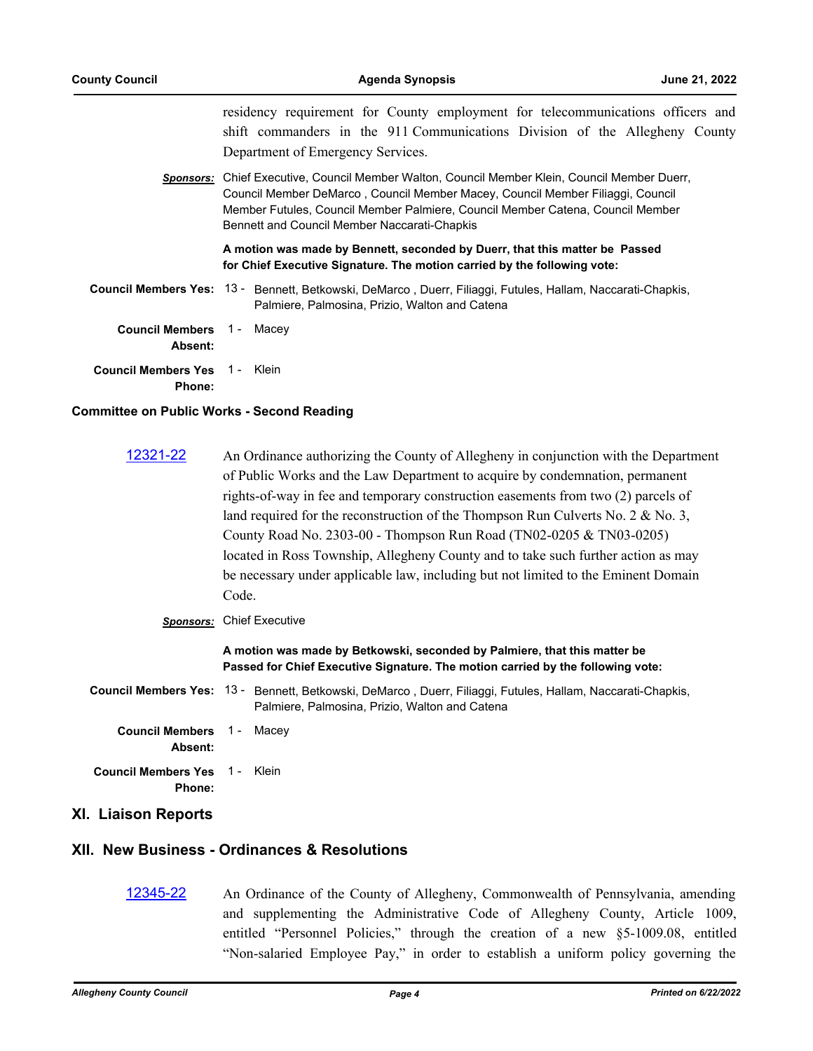residency requirement for County employment for telecommunications officers and shift commanders in the 911 Communications Division of the Allegheny County Department of Emergency Services.

***Sponsors:*** Chief Executive, Council Member Walton, Council Member Klein, Council Member Duerr, Council Member DeMarco , Council Member Macey, Council Member Filiaggi, Council Member Futules, Council Member Palmiere, Council Member Catena, Council Member Bennett and Council Member Naccarati-Chapkis

**A motion was made by Bennett, seconded by Duerr, that this matter be Passed for Chief Executive Signature. The motion carried by the following vote:**

**Council Members Yes:** 13 - Bennett, Betkowski, DeMarco , Duerr, Filiaggi, Futules, Hallam, Naccarati-Chapkis, Palmiere, Palmosina, Prizio, Walton and Catena

**Council Members Absent:** 1 - Macey

**Council Members Yes Phone:** 1 - Klein

**Committee on Public Works - Second Reading**

12321-22 An Ordinance authorizing the County of Allegheny in conjunction with the Department of Public Works and the Law Department to acquire by condemnation, permanent rights-of-way in fee and temporary construction easements from two (2) parcels of land required for the reconstruction of the Thompson Run Culverts No. 2 & No. 3, County Road No. 2303-00 - Thompson Run Road (TN02-0205 & TN03-0205) located in Ross Township, Allegheny County and to take such further action as may be necessary under applicable law, including but not limited to the Eminent Domain Code.

***Sponsors:*** Chief Executive

**A motion was made by Betkowski, seconded by Palmiere, that this matter be Passed for Chief Executive Signature. The motion carried by the following vote:**

**Council Members Yes:** 13 - Bennett, Betkowski, DeMarco , Duerr, Filiaggi, Futules, Hallam, Naccarati-Chapkis, Palmiere, Palmosina, Prizio, Walton and Catena

**Council Members Absent:** 1 - Macey

**Council Members Yes Phone:** 1 - Klein

## XI. Liaison Reports

## XII. New Business - Ordinances & Resolutions

12345-22 An Ordinance of the County of Allegheny, Commonwealth of Pennsylvania, amending and supplementing the Administrative Code of Allegheny County, Article 1009, entitled "Personnel Policies," through the creation of a new §5-1009.08, entitled "Non-salaried Employee Pay," in order to establish a uniform policy governing the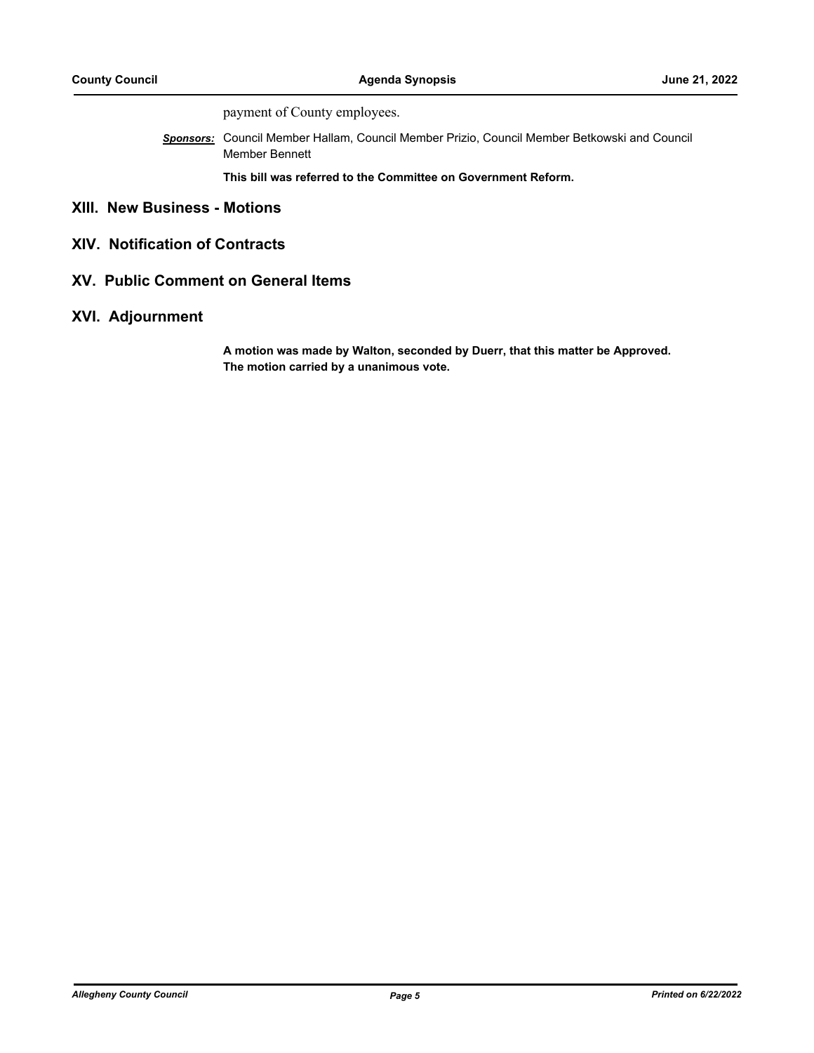payment of County employees.

***Sponsors:*** Council Member Hallam, Council Member Prizio, Council Member Betkowski and Council Member Bennett

**This bill was referred to the Committee on Government Reform.**

## XIII. New Business - Motions

## XIV. Notification of Contracts

## XV. Public Comment on General Items

## XVI. Adjournment

**A motion was made by Walton, seconded by Duerr, that this matter be Approved. The motion carried by a unanimous vote.**